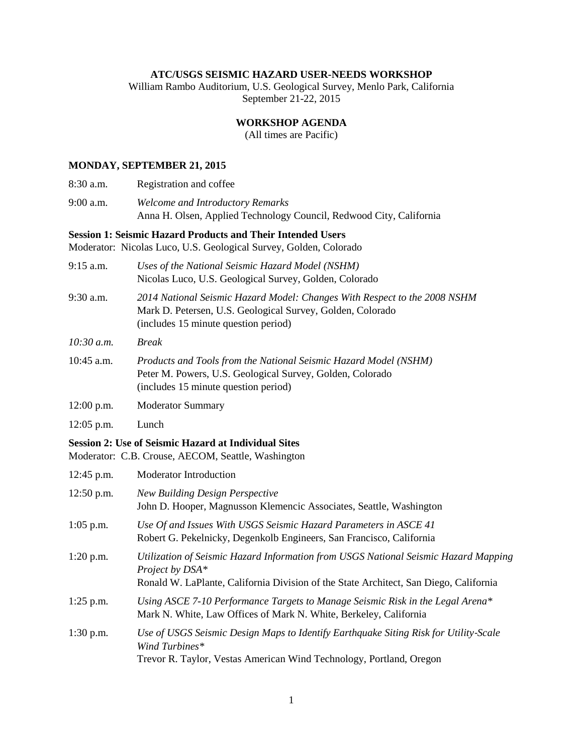**ATC/USGS SEISMIC HAZARD USER-NEEDS WORKSHOP**

William Rambo Auditorium, U.S. Geological Survey, Menlo Park, California
September 21-22, 2015

**WORKSHOP AGENDA**

(All times are Pacific)

## MONDAY, SEPTEMBER 21, 2015

8:30 a.m. Registration and coffee

9:00 a.m. *Welcome and Introductory Remarks*
Anna H. Olsen, Applied Technology Council, Redwood City, California

### Session 1: Seismic Hazard Products and Their Intended Users

Moderator: Nicolas Luco, U.S. Geological Survey, Golden, Colorado

9:15 a.m. *Uses of the National Seismic Hazard Model (NSHM)*
Nicolas Luco, U.S. Geological Survey, Golden, Colorado

9:30 a.m. *2014 National Seismic Hazard Model: Changes With Respect to the 2008 NSHM*
Mark D. Petersen, U.S. Geological Survey, Golden, Colorado
(includes 15 minute question period)

*10:30 a.m.* *Break*

10:45 a.m. *Products and Tools from the National Seismic Hazard Model (NSHM)*
Peter M. Powers, U.S. Geological Survey, Golden, Colorado
(includes 15 minute question period)

12:00 p.m. Moderator Summary

12:05 p.m. Lunch

### Session 2: Use of Seismic Hazard at Individual Sites

Moderator: C.B. Crouse, AECOM, Seattle, Washington

12:45 p.m. Moderator Introduction

12:50 p.m. *New Building Design Perspective*
John D. Hooper, Magnusson Klemencic Associates, Seattle, Washington

1:05 p.m. *Use Of and Issues With USGS Seismic Hazard Parameters in ASCE 41*
Robert G. Pekelnicky, Degenkolb Engineers, San Francisco, California

1:20 p.m. *Utilization of Seismic Hazard Information from USGS National Seismic Hazard Mapping Project by DSA**
Ronald W. LaPlante, California Division of the State Architect, San Diego, California

1:25 p.m. *Using ASCE 7-10 Performance Targets to Manage Seismic Risk in the Legal Arena**
Mark N. White, Law Offices of Mark N. White, Berkeley, California

1:30 p.m. *Use of USGS Seismic Design Maps to Identify Earthquake Siting Risk for Utility-Scale Wind Turbines**
Trevor R. Taylor, Vestas American Wind Technology, Portland, Oregon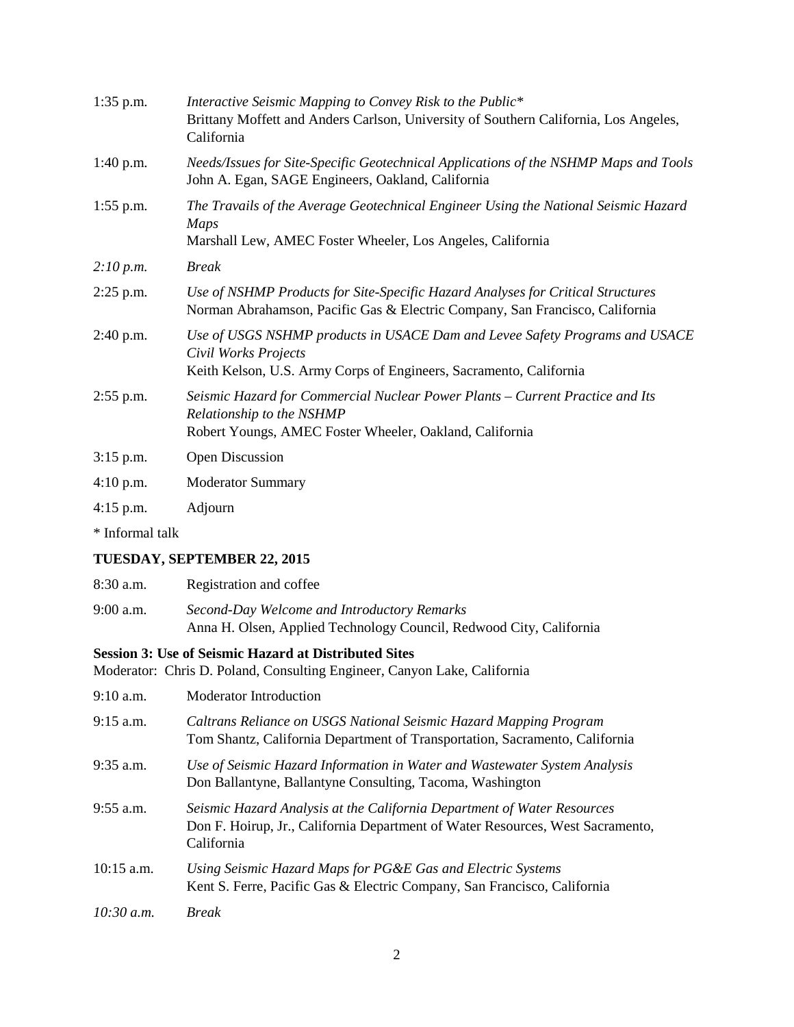| | |
|---|---|
| 1:35 p.m. | *Interactive Seismic Mapping to Convey Risk to the Public** <br> Brittany Moffett and Anders Carlson, University of Southern California, Los Angeles, California |
| 1:40 p.m. | *Needs/Issues for Site-Specific Geotechnical Applications of the NSHMP Maps and Tools* <br> John A. Egan, SAGE Engineers, Oakland, California |
| 1:55 p.m. | *The Travails of the Average Geotechnical Engineer Using the National Seismic Hazard Maps* <br> Marshall Lew, AMEC Foster Wheeler, Los Angeles, California |
| *2:10 p.m.* | *Break* |
| 2:25 p.m. | *Use of NSHMP Products for Site-Specific Hazard Analyses for Critical Structures* <br> Norman Abrahamson, Pacific Gas & Electric Company, San Francisco, California |
| 2:40 p.m. | *Use of USGS NSHMP products in USACE Dam and Levee Safety Programs and USACE Civil Works Projects* <br> Keith Kelson, U.S. Army Corps of Engineers, Sacramento, California |
| 2:55 p.m. | *Seismic Hazard for Commercial Nuclear Power Plants – Current Practice and Its Relationship to the NSHMP* <br> Robert Youngs, AMEC Foster Wheeler, Oakland, California |
| 3:15 p.m. | Open Discussion |
| 4:10 p.m. | Moderator Summary |
| 4:15 p.m. | Adjourn |

\* Informal talk

**TUESDAY, SEPTEMBER 22, 2015**

| | |
|---|---|
| 8:30 a.m. | Registration and coffee |
| 9:00 a.m. | *Second-Day Welcome and Introductory Remarks* <br> Anna H. Olsen, Applied Technology Council, Redwood City, California |

**Session 3: Use of Seismic Hazard at Distributed Sites**
Moderator: Chris D. Poland, Consulting Engineer, Canyon Lake, California

| | |
|---|---|
| 9:10 a.m. | Moderator Introduction |
| 9:15 a.m. | *Caltrans Reliance on USGS National Seismic Hazard Mapping Program* <br> Tom Shantz, California Department of Transportation, Sacramento, California |
| 9:35 a.m. | *Use of Seismic Hazard Information in Water and Wastewater System Analysis* <br> Don Ballantyne, Ballantyne Consulting, Tacoma, Washington |
| 9:55 a.m. | *Seismic Hazard Analysis at the California Department of Water Resources* <br> Don F. Hoirup, Jr., California Department of Water Resources, West Sacramento, California |
| 10:15 a.m. | *Using Seismic Hazard Maps for PG&E Gas and Electric Systems* <br> Kent S. Ferre, Pacific Gas & Electric Company, San Francisco, California |
| *10:30 a.m.* | *Break* |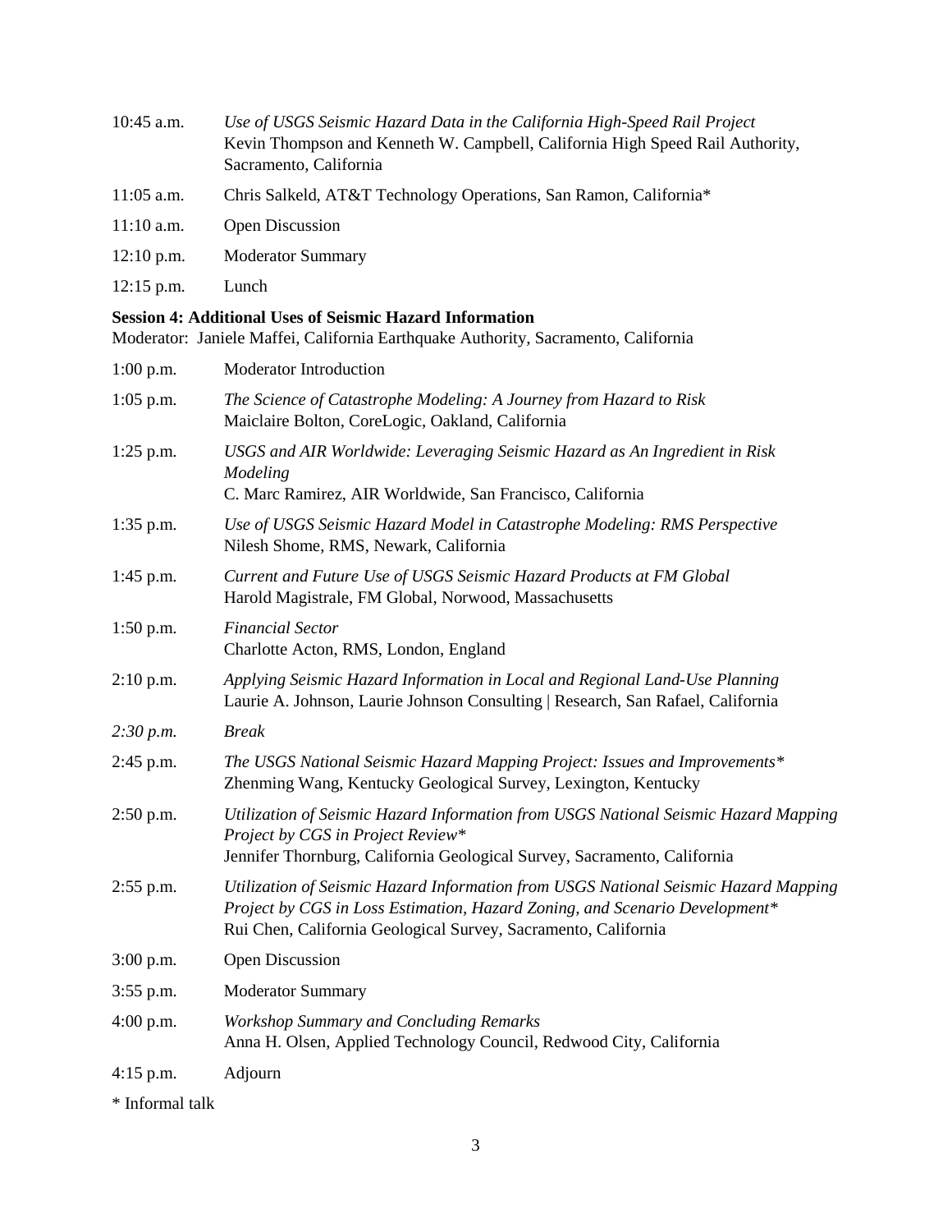10:45 a.m. *Use of USGS Seismic Hazard Data in the California High-Speed Rail Project*
Kevin Thompson and Kenneth W. Campbell, California High Speed Rail Authority, Sacramento, California

11:05 a.m. Chris Salkeld, AT&T Technology Operations, San Ramon, California*

11:10 a.m. Open Discussion

12:10 p.m. Moderator Summary

12:15 p.m. Lunch

**Session 4: Additional Uses of Seismic Hazard Information**
Moderator: Janiele Maffei, California Earthquake Authority, Sacramento, California

1:00 p.m. Moderator Introduction

1:05 p.m. *The Science of Catastrophe Modeling: A Journey from Hazard to Risk*
Maiclaire Bolton, CoreLogic, Oakland, California

1:25 p.m. *USGS and AIR Worldwide: Leveraging Seismic Hazard as An Ingredient in Risk Modeling*
C. Marc Ramirez, AIR Worldwide, San Francisco, California

1:35 p.m. *Use of USGS Seismic Hazard Model in Catastrophe Modeling: RMS Perspective*
Nilesh Shome, RMS, Newark, California

1:45 p.m. *Current and Future Use of USGS Seismic Hazard Products at FM Global*
Harold Magistrale, FM Global, Norwood, Massachusetts

1:50 p.m. *Financial Sector*
Charlotte Acton, RMS, London, England

2:10 p.m. *Applying Seismic Hazard Information in Local and Regional Land-Use Planning*
Laurie A. Johnson, Laurie Johnson Consulting | Research, San Rafael, California

*2:30 p.m.* *Break*

2:45 p.m. *The USGS National Seismic Hazard Mapping Project: Issues and Improvements**
Zhenming Wang, Kentucky Geological Survey, Lexington, Kentucky

2:50 p.m. *Utilization of Seismic Hazard Information from USGS National Seismic Hazard Mapping Project by CGS in Project Review**
Jennifer Thornburg, California Geological Survey, Sacramento, California

2:55 p.m. *Utilization of Seismic Hazard Information from USGS National Seismic Hazard Mapping Project by CGS in Loss Estimation, Hazard Zoning, and Scenario Development**
Rui Chen, California Geological Survey, Sacramento, California

3:00 p.m. Open Discussion

3:55 p.m. Moderator Summary

4:00 p.m. *Workshop Summary and Concluding Remarks*
Anna H. Olsen, Applied Technology Council, Redwood City, California

4:15 p.m. Adjourn

* Informal talk